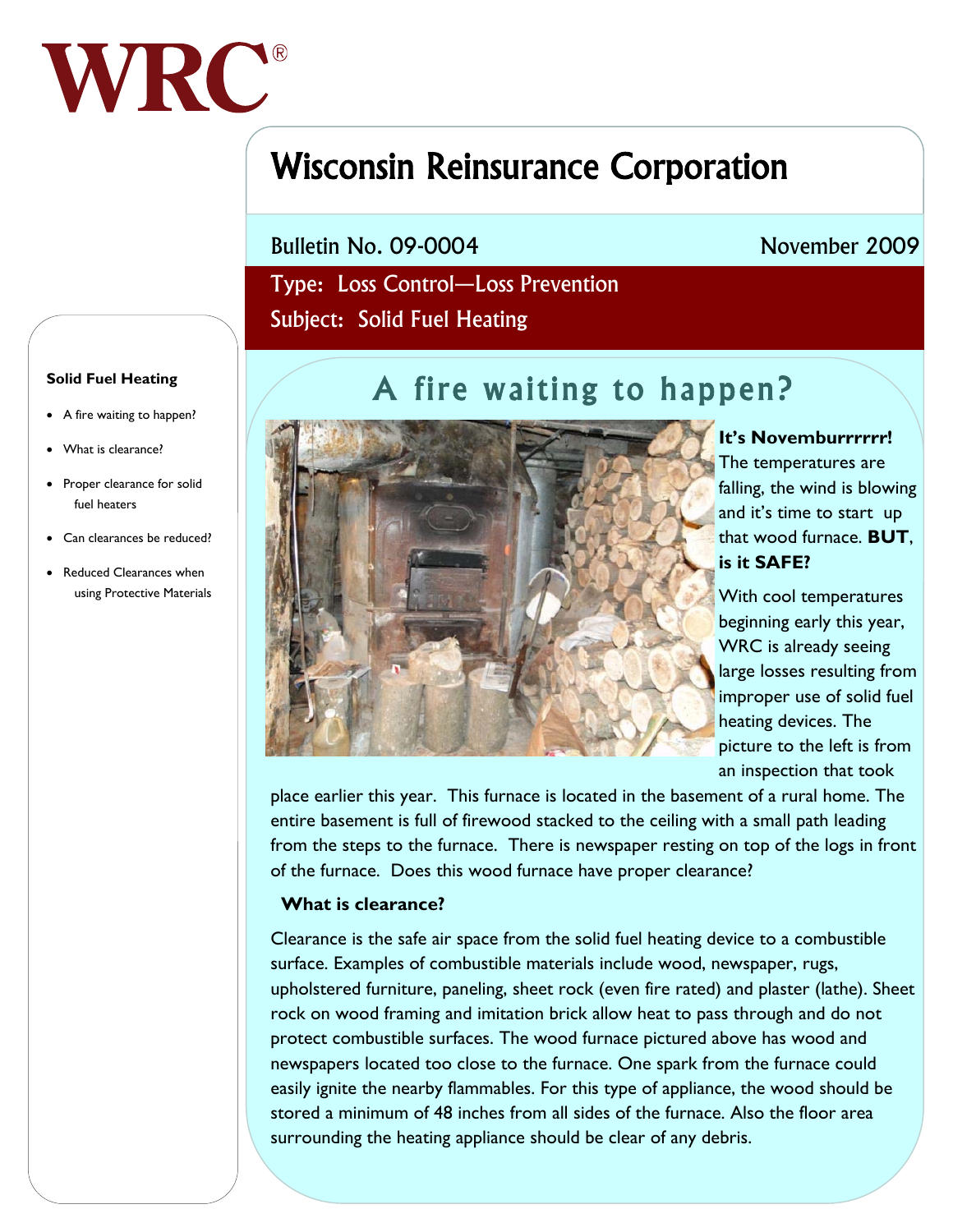WRC®

# Wisconsin Reinsurance Corporation

Bulletin No. 09-0004 November 2009

Type: Loss Control—Loss Prevention

Subject: Solid Fuel Heating

**Solid Fuel Heating**

- A fire waiting to happen?
- What is clearance?
- Proper clearance for solid fuel heaters
- Can clearances be reduced?
- Reduced Clearances when using Protective Materials

## A fire waiting to happen?

**It's Novemburrrrrr!** The temperatures are falling, the wind is blowing and it's time to start up that wood furnace. **BUT, is it SAFE?**

With cool temperatures beginning early this year, WRC is already seeing large losses resulting from improper use of solid fuel heating devices. The picture to the left is from an inspection that took place earlier this year. This furnace is located in the basement of a rural home. The entire basement is full of firewood stacked to the ceiling with a small path leading from the steps to the furnace. There is newspaper resting on top of the logs in front of the furnace. Does this wood furnace have proper clearance?

### What is clearance?

Clearance is the safe air space from the solid fuel heating device to a combustible surface. Examples of combustible materials include wood, newspaper, rugs, upholstered furniture, paneling, sheet rock (even fire rated) and plaster (lathe). Sheet rock on wood framing and imitation brick allow heat to pass through and do not protect combustible surfaces. The wood furnace pictured above has wood and newspapers located too close to the furnace. One spark from the furnace could easily ignite the nearby flammables. For this type of appliance, the wood should be stored a minimum of 48 inches from all sides of the furnace. Also the floor area surrounding the heating appliance should be clear of any debris.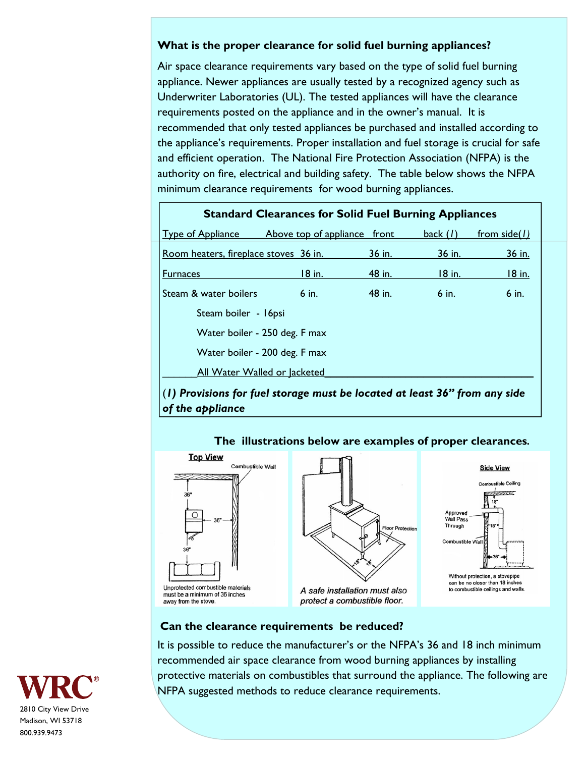### What is the proper clearance for solid fuel burning appliances?

Air space clearance requirements vary based on the type of solid fuel burning appliance. Newer appliances are usually tested by a recognized agency such as Underwriter Laboratories (UL). The tested appliances will have the clearance requirements posted on the appliance and in the owner's manual. It is recommended that only tested appliances be purchased and installed according to the appliance's requirements. Proper installation and fuel storage is crucial for safe and efficient operation. The National Fire Protection Association (NFPA) is the authority on fire, electrical and building safety. The table below shows the NFPA minimum clearance requirements for wood burning appliances.

**Standard Clearances for Solid Fuel Burning Appliances**

| Type of Appliance | Above top of appliance | front | back (*1*) | from side(*1*) |
|---|---|---|---|---|
| Room heaters, fireplace stoves | 36 in. | 36 in. | 36 in. | 36 in. |
| Furnaces | 18 in. | 48 in. | 18 in. | 18 in. |
| Steam & water boilers | 6 in. | 48 in. | 6 in. | 6 in. |
| Steam boiler - 16psi | | | | |
| Water boiler - 250 deg. F max | | | | |
| Water boiler - 200 deg. F max | | | | |
| All Water Walled or Jacketed | | | | |

***(1) Provisions for fuel storage must be located at least 36" from any side of the appliance***

**The illustrations below are examples of proper clearances.**

Unprotected combustible materials must be a minimum of 36 inches away from the stove.

*A safe installation must also protect a combustible floor.*

Without protection, a stovepipe can be no closer than 18 inches to combustible ceilings and walls.

### Can the clearance requirements be reduced?

It is possible to reduce the manufacturer's or the NFPA's 36 and 18 inch minimum recommended air space clearance from wood burning appliances by installing protective materials on combustibles that surround the appliance. The following are NFPA suggested methods to reduce clearance requirements.

WRC®
2810 City View Drive
Madison, WI 53718
800.939.9473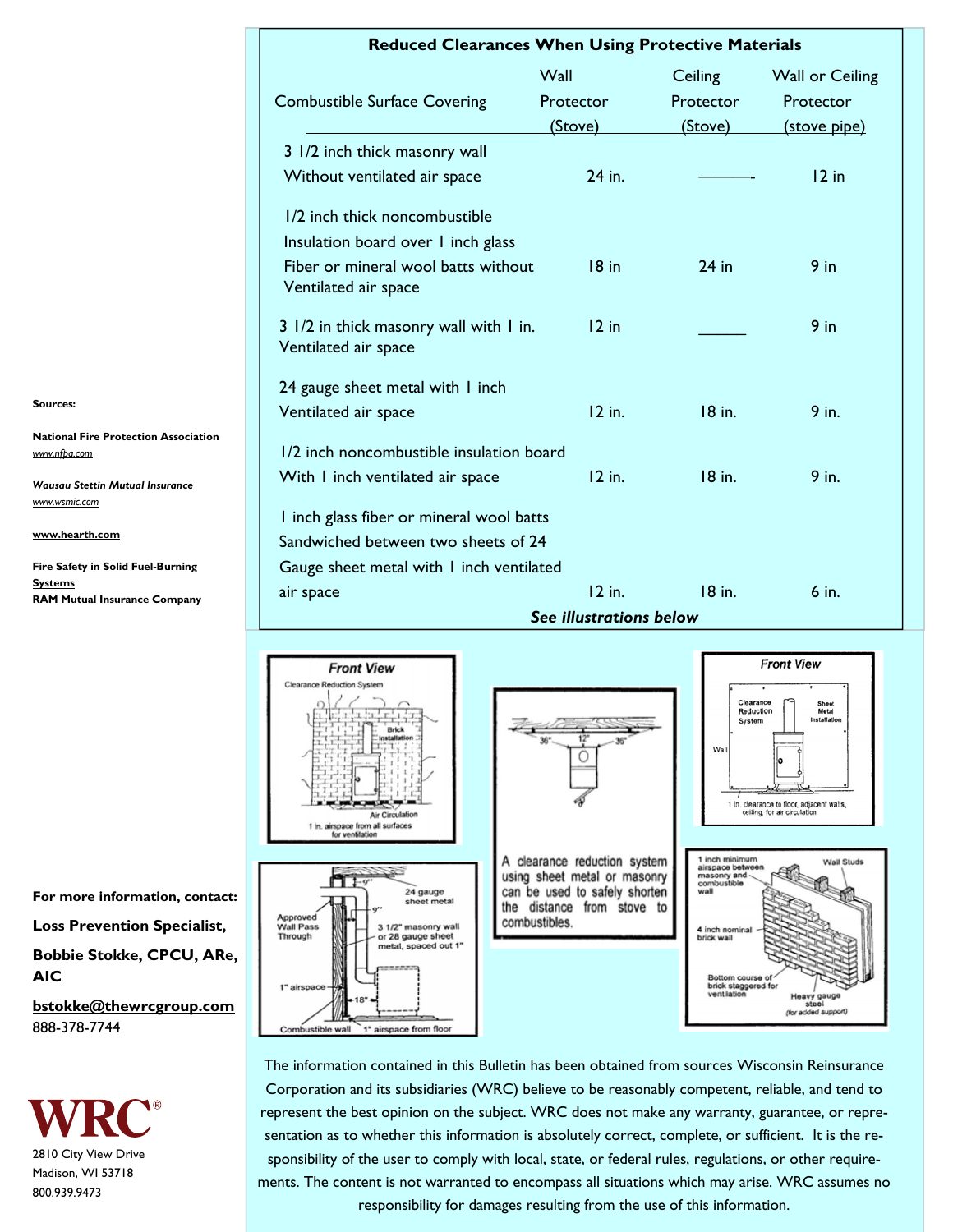## Reduced Clearances When Using Protective Materials

| Combustible Surface Covering | Wall Protector (Stove) | Ceiling Protector (Stove) | Wall or Ceiling Protector (stove pipe) |
|---|---|---|---|
| 3 1/2 inch thick masonry wall Without ventilated air space | 24 in. | ——— | 12 in |
| 1/2 inch thick noncombustible Insulation board over 1 inch glass Fiber or mineral wool batts without Ventilated air space | 18 in | 24 in | 9 in |
| 3 1/2 in thick masonry wall with 1 in. Ventilated air space | 12 in | _____ | 9 in |
| 24 gauge sheet metal with 1 inch Ventilated air space | 12 in. | 18 in. | 9 in. |
| 1/2 inch noncombustible insulation board With 1 inch ventilated air space | 12 in. | 18 in. | 9 in. |
| 1 inch glass fiber or mineral wool batts Sandwiched between two sheets of 24 Gauge sheet metal with 1 inch ventilated air space | 12 in. | 18 in. | 6 in. |

***See illustrations below***

A clearance reduction system using sheet metal or masonry can be used to safely shorten the distance from stove to combustibles.

The information contained in this Bulletin has been obtained from sources Wisconsin Reinsurance Corporation and its subsidiaries (WRC) believe to be reasonably competent, reliable, and tend to represent the best opinion on the subject. WRC does not make any warranty, guarantee, or representation as to whether this information is absolutely correct, complete, or sufficient. It is the responsibility of the user to comply with local, state, or federal rules, regulations, or other requirements. The content is not warranted to encompass all situations which may arise. WRC assumes no responsibility for damages resulting from the use of this information.

**Sources:**

**National Fire Protection Association**
www.nfpa.com

***Wausau Stettin Mutual Insurance***
www.wsmic.com

**www.hearth.com**

**Fire Safety in Solid Fuel-Burning Systems**
**RAM Mutual Insurance Company**

**For more information, contact:**

**Loss Prevention Specialist,**

**Bobbie Stokke, CPCU, ARe, AIC**

**bstokke@thewrcgroup.com**
888-378-7744

WRC®
2810 City View Drive
Madison, WI 53718
800.939.9473